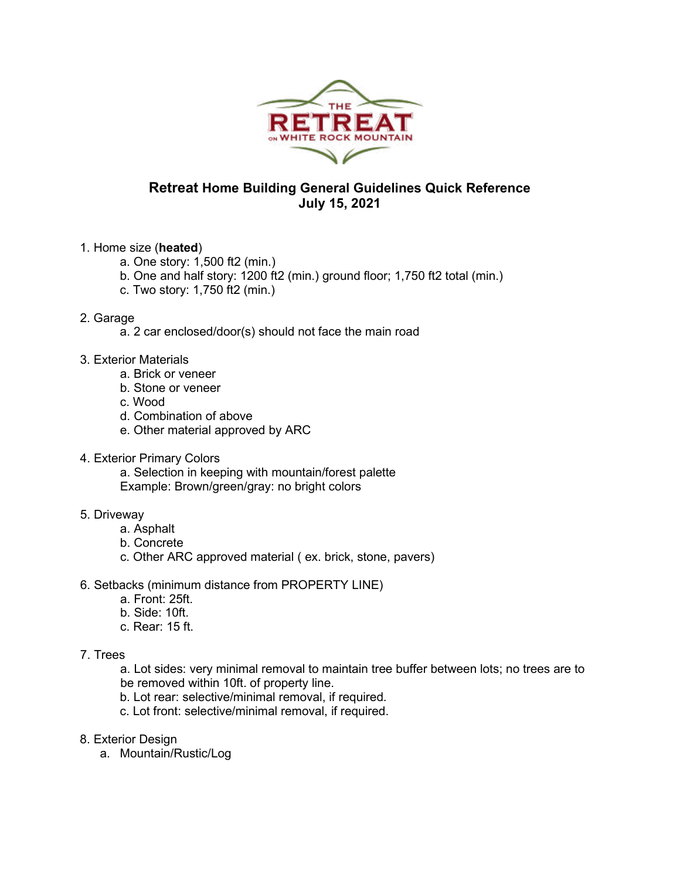THE RETREAT ON WHITE ROCK MOUNTAIN

## **Retreat** Home Building General Guidelines Quick Reference
## July 15, 2021

1. Home size (**heated**)
    a. One story: 1,500 ft2 (min.)
    b. One and half story: 1200 ft2 (min.) ground floor; 1,750 ft2 total (min.)
    c. Two story: 1,750 ft2 (min.)

2. Garage
    a. 2 car enclosed/door(s) should not face the main road

3. Exterior Materials
    a. Brick or veneer
    b. Stone or veneer
    c. Wood
    d. Combination of above
    e. Other material approved by ARC

4. Exterior Primary Colors
    a. Selection in keeping with mountain/forest palette
    Example: Brown/green/gray: no bright colors

5. Driveway
    a. Asphalt
    b. Concrete
    c. Other ARC approved material ( ex. brick, stone, pavers)

6. Setbacks (minimum distance from PROPERTY LINE)
    a. Front: 25ft.
    b. Side: 10ft.
    c. Rear: 15 ft.

7. Trees
    a. Lot sides: very minimal removal to maintain tree buffer between lots; no trees are to be removed within 10ft. of property line.
    b. Lot rear: selective/minimal removal, if required.
    c. Lot front: selective/minimal removal, if required.

8. Exterior Design
    a. Mountain/Rustic/Log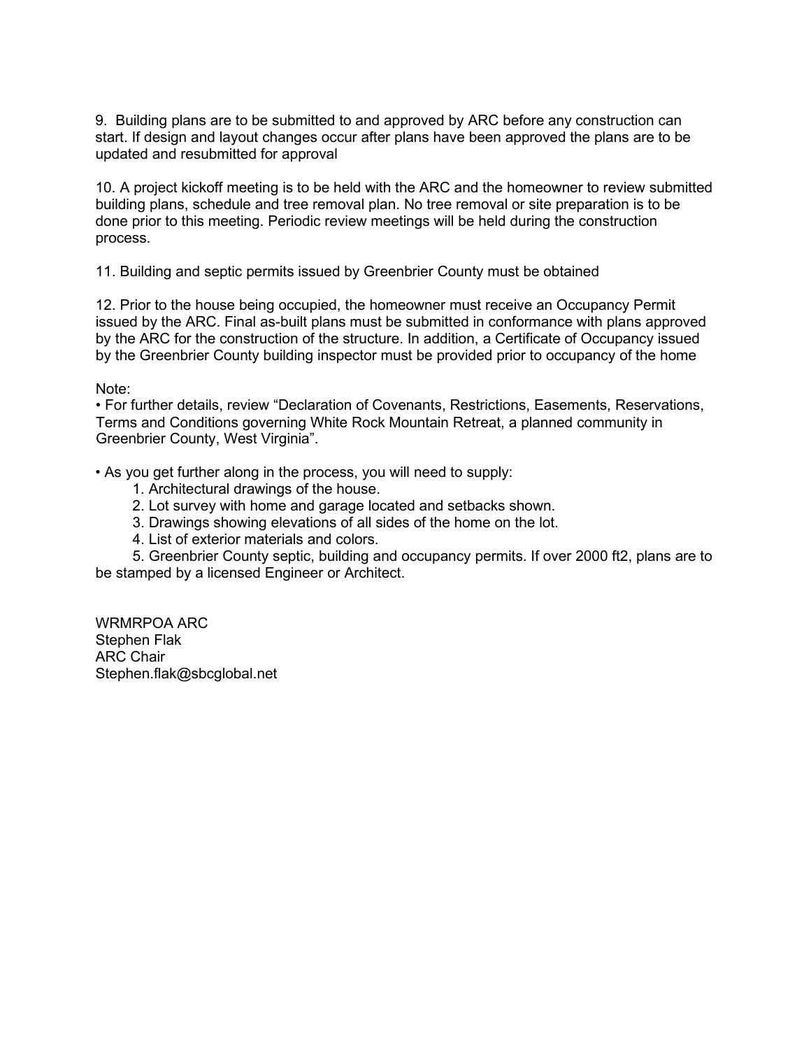9. Building plans are to be submitted to and approved by ARC before any construction can start. If design and layout changes occur after plans have been approved the plans are to be updated and resubmitted for approval

10. A project kickoff meeting is to be held with the ARC and the homeowner to review submitted building plans, schedule and tree removal plan. No tree removal or site preparation is to be done prior to this meeting. Periodic review meetings will be held during the construction process.

11. Building and septic permits issued by Greenbrier County must be obtained

12. Prior to the house being occupied, the homeowner must receive an Occupancy Permit issued by the ARC. Final as-built plans must be submitted in conformance with plans approved by the ARC for the construction of the structure. In addition, a Certificate of Occupancy issued by the Greenbrier County building inspector must be provided prior to occupancy of the home

Note:

- For further details, review “Declaration of Covenants, Restrictions, Easements, Reservations, Terms and Conditions governing White Rock Mountain Retreat, a planned community in Greenbrier County, West Virginia”.

- As you get further along in the process, you will need to supply:
    1. Architectural drawings of the house.
    2. Lot survey with home and garage located and setbacks shown.
    3. Drawings showing elevations of all sides of the home on the lot.
    4. List of exterior materials and colors.
    5. Greenbrier County septic, building and occupancy permits. If over 2000 ft2, plans are to be stamped by a licensed Engineer or Architect.

WRMRPOA ARC
Stephen Flak
ARC Chair
Stephen.flak@sbcglobal.net